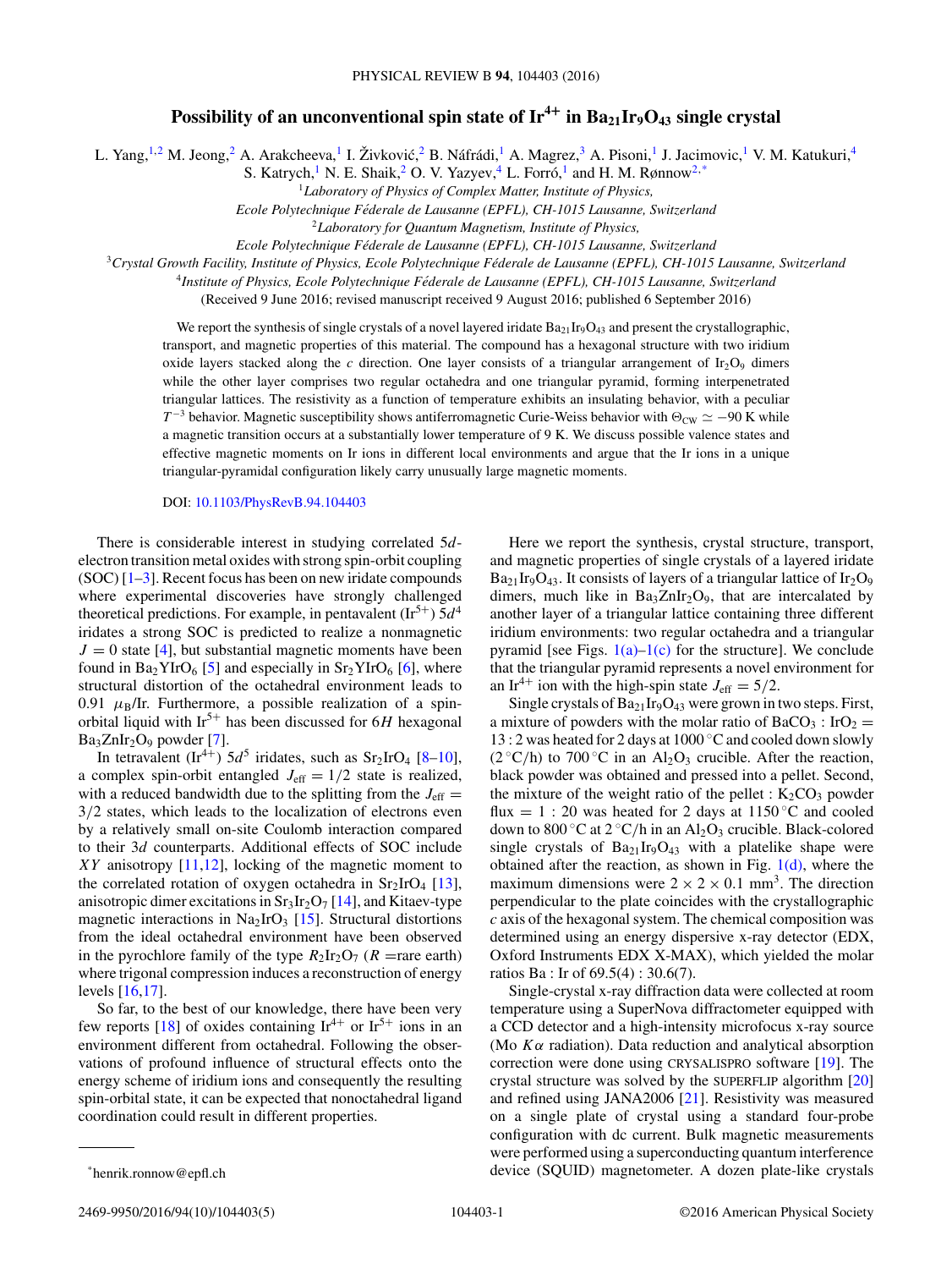# Possibility of an unconventional spin state of $Ir^{4+}$ in $Ba_{21}Ir_9O_{43}$ single crystal

L. Yang,[1,2] M. Jeong,[2] A. Arakcheeva,[1] I. Živković,[2] B. Náfrádi,[1] A. Magrez,[3] A. Pisoni,[1] J. Jacimovic,[1] V. M. Katukuri,[4] S. Katrych,[1] N. E. Shaik,[2] O. V. Yazyev,[4] L. Forró,[1] and H. M. Rønnow[2,*]

[1]Laboratory of Physics of Complex Matter, Institute of Physics, Ecole Polytechnique Féderale de Lausanne (EPFL), CH-1015 Lausanne, Switzerland

[2]Laboratory for Quantum Magnetism, Institute of Physics, Ecole Polytechnique Féderale de Lausanne (EPFL), CH-1015 Lausanne, Switzerland

[3]Crystal Growth Facility, Institute of Physics, Ecole Polytechnique Féderale de Lausanne (EPFL), CH-1015 Lausanne, Switzerland

[4]Institute of Physics, Ecole Polytechnique Féderale de Lausanne (EPFL), CH-1015 Lausanne, Switzerland

(Received 9 June 2016; revised manuscript received 9 August 2016; published 6 September 2016)

We report the synthesis of single crystals of a novel layered iridate $Ba_{21}Ir_9O_{43}$ and present the crystallographic, transport, and magnetic properties of this material. The compound has a hexagonal structure with two iridium oxide layers stacked along the $c$ direction. One layer consists of a triangular arrangement of $Ir_2O_9$ dimers while the other layer comprises two regular octahedra and one triangular pyramid, forming interpenetrated triangular lattices. The resistivity as a function of temperature exhibits an insulating behavior, with a peculiar $T^{-3}$ behavior. Magnetic susceptibility shows antiferromagnetic Curie-Weiss behavior with $\Theta_{CW} \simeq -90$ K while a magnetic transition occurs at a substantially lower temperature of 9 K. We discuss possible valence states and effective magnetic moments on Ir ions in different local environments and argue that the Ir ions in a unique triangular-pyramidal configuration likely carry unusually large magnetic moments.

DOI: 10.1103/PhysRevB.94.104403

There is considerable interest in studying correlated $5d$-electron transition metal oxides with strong spin-orbit coupling (SOC) [1–3]. Recent focus has been on new iridate compounds where experimental discoveries have strongly challenged theoretical predictions. For example, in pentavalent ($Ir^{5+}$) $5d^4$ iridates a strong SOC is predicted to realize a nonmagnetic $J = 0$ state [4], but substantial magnetic moments have been found in $Ba_2YIrO_6$ [5] and especially in $Sr_2YIrO_6$ [6], where structural distortion of the octahedral environment leads to 0.91 $\mu_B$/Ir. Furthermore, a possible realization of a spin-orbital liquid with $Ir^{5+}$ has been discussed for $6H$ hexagonal $Ba_3ZnIr_2O_9$ powder [7].

In tetravalent ($Ir^{4+}$) $5d^5$ iridates, such as $Sr_2IrO_4$ [8–10], a complex spin-orbit entangled $J_{eff} = 1/2$ state is realized, with a reduced bandwidth due to the splitting from the $J_{eff} = 3/2$ states, which leads to the localization of electrons even by a relatively small on-site Coulomb interaction compared to their $3d$ counterparts. Additional effects of SOC include $XY$ anisotropy [11,12], locking of the magnetic moment to the correlated rotation of oxygen octahedra in $Sr_2IrO_4$ [13], anisotropic dimer excitations in $Sr_3Ir_2O_7$ [14], and Kitaev-type magnetic interactions in $Na_2IrO_3$ [15]. Structural distortions from the ideal octahedral environment have been observed in the pyrochlore family of the type $R_2Ir_2O_7$ ($R$ =rare earth) where trigonal compression induces a reconstruction of energy levels [16,17].

So far, to the best of our knowledge, there have been very few reports [18] of oxides containing $Ir^{4+}$ or $Ir^{5+}$ ions in an environment different from octahedral. Following the observations of profound influence of structural effects onto the energy scheme of iridium ions and consequently the resulting spin-orbital state, it can be expected that nonoctahedral ligand coordination could result in different properties.

Here we report the synthesis, crystal structure, transport, and magnetic properties of single crystals of a layered iridate $Ba_{21}Ir_9O_{43}$. It consists of layers of a triangular lattice of $Ir_2O_9$ dimers, much like in $Ba_3ZnIr_2O_9$, that are intercalated by another layer of a triangular lattice containing three different iridium environments: two regular octahedra and a triangular pyramid [see Figs. 1(a)–1(c) for the structure]. We conclude that the triangular pyramid represents a novel environment for an $Ir^{4+}$ ion with the high-spin state $J_{eff} = 5/2$.

Single crystals of $Ba_{21}Ir_9O_{43}$ were grown in two steps. First, a mixture of powders with the molar ratio of $BaCO_3 : IrO_2 = 13 : 2$ was heated for 2 days at 1000 °C and cooled down slowly (2 °C/h) to 700 °C in an $Al_2O_3$ crucible. After the reaction, black powder was obtained and pressed into a pellet. Second, the mixture of the weight ratio of the pellet : $K_2CO_3$ powder flux = 1 : 20 was heated for 2 days at 1150 °C and cooled down to 800 °C at 2 °C/h in an $Al_2O_3$ crucible. Black-colored single crystals of $Ba_{21}Ir_9O_{43}$ with a platelike shape were obtained after the reaction, as shown in Fig. 1(d), where the maximum dimensions were $2 \times 2 \times 0.1$ mm$^3$. The direction perpendicular to the plate coincides with the crystallographic $c$ axis of the hexagonal system. The chemical composition was determined using an energy dispersive x-ray detector (EDX, Oxford Instruments EDX X-MAX), which yielded the molar ratios Ba : Ir of 69.5(4) : 30.6(7).

Single-crystal x-ray diffraction data were collected at room temperature using a SuperNova diffractometer equipped with a CCD detector and a high-intensity microfocus x-ray source (Mo $K\alpha$ radiation). Data reduction and analytical absorption correction were done using CRYSALISPRO software [19]. The crystal structure was solved by the SUPERFLIP algorithm [20] and refined using JANA2006 [21]. Resistivity was measured on a single plate of crystal using a standard four-probe configuration with dc current. Bulk magnetic measurements were performed using a superconducting quantum interference device (SQUID) magnetometer. A dozen plate-like crystals

*henrik.ronnow@epfl.ch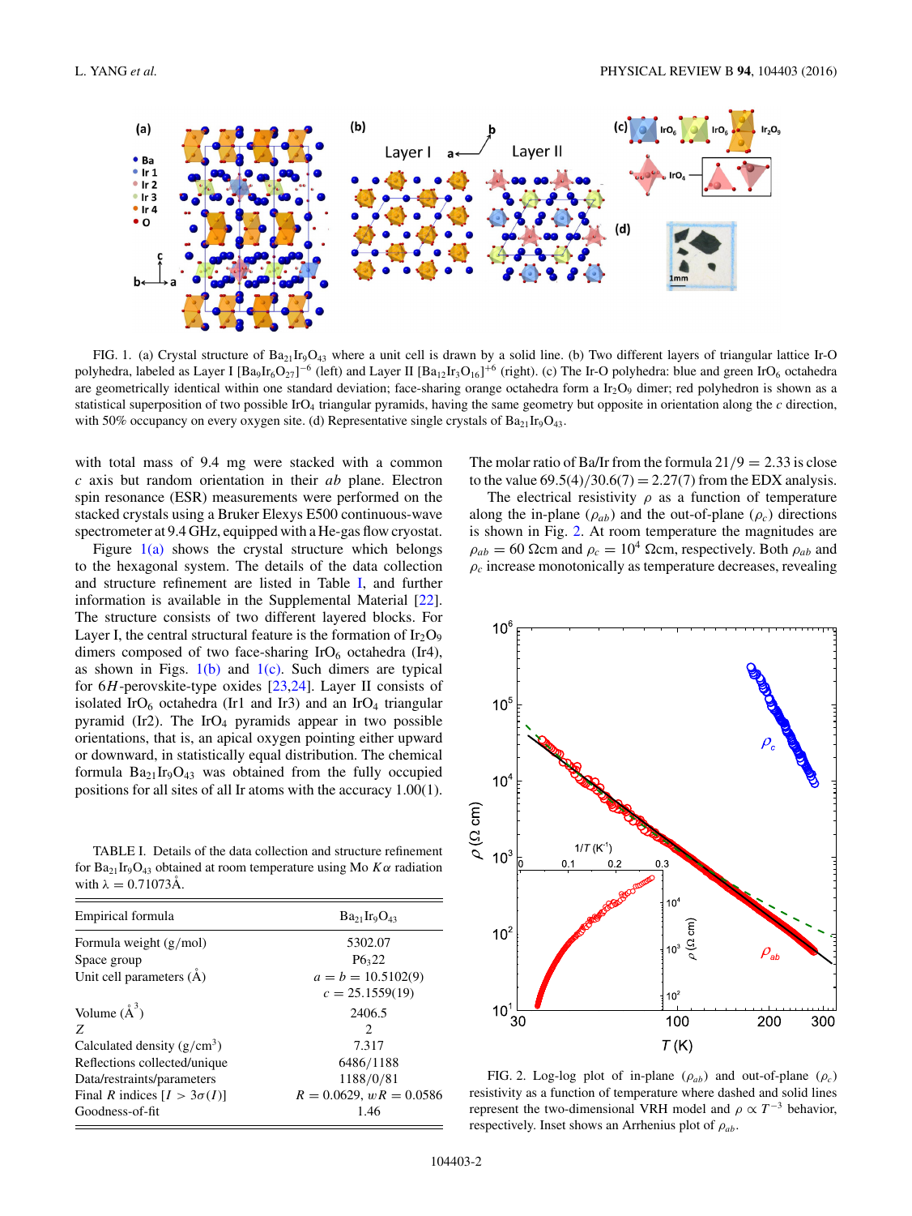FIG. 1. (a) Crystal structure of $Ba_{21}Ir_9O_{43}$ where a unit cell is drawn by a solid line. (b) Two different layers of triangular lattice Ir-O polyhedra, labeled as Layer I $[Ba_9Ir_6O_{27}]^{-6}$ (left) and Layer II $[Ba_{12}Ir_3O_{16}]^{+6}$ (right). (c) The Ir-O polyhedra: blue and green $IrO_6$ octahedra are geometrically identical within one standard deviation; face-sharing orange octahedra form a $Ir_2O_9$ dimer; red polyhedron is shown as a statistical superposition of two possible $IrO_4$ triangular pyramids, having the same geometry but opposite in orientation along the $c$ direction, with 50% occupancy on every oxygen site. (d) Representative single crystals of $Ba_{21}Ir_9O_{43}$.

with total mass of 9.4 mg were stacked with a common $c$ axis but random orientation in their $ab$ plane. Electron spin resonance (ESR) measurements were performed on the stacked crystals using a Bruker Elexys E500 continuous-wave spectrometer at 9.4 GHz, equipped with a He-gas flow cryostat.

Figure 1(a) shows the crystal structure which belongs to the hexagonal system. The details of the data collection and structure refinement are listed in Table I, and further information is available in the Supplemental Material [22]. The structure consists of two different layered blocks. For Layer I, the central structural feature is the formation of $Ir_2O_9$ dimers composed of two face-sharing $IrO_6$ octahedra (Ir4), as shown in Figs. 1(b) and 1(c). Such dimers are typical for $6H$-perovskite-type oxides [23,24]. Layer II consists of isolated $IrO_6$ octahedra (Ir1 and Ir3) and an $IrO_4$ triangular pyramid (Ir2). The $IrO_4$ pyramids appear in two possible orientations, that is, an apical oxygen pointing either upward or downward, in statistically equal distribution. The chemical formula $Ba_{21}Ir_9O_{43}$ was obtained from the fully occupied positions for all sites of all Ir atoms with the accuracy 1.00(1).

TABLE I. Details of the data collection and structure refinement for $Ba_{21}Ir_9O_{43}$ obtained at room temperature using Mo $K\alpha$ radiation with $\lambda = 0.71073$Å.

| Empirical formula | $Ba_{21}Ir_9O_{43}$ |
|---|---|
| Formula weight (g/mol) | 5302.07 |
| Space group | $P6_322$ |
| Unit cell parameters (Å) | $a = b = 10.5102(9)$ |
| | $c = 25.1559(19)$ |
| Volume (Å$^3$) | 2406.5 |
| $Z$ | 2 |
| Calculated density (g/cm$^3$) | 7.317 |
| Reflections collected/unique | 6486/1188 |
| Data/restraints/parameters | 1188/0/81 |
| Final $R$ indices [$I > 3\sigma(I)$] | $R = 0.0629$, $wR = 0.0586$ |
| Goodness-of-fit | 1.46 |

The molar ratio of Ba/Ir from the formula $21/9 = 2.33$ is close to the value $69.5(4)/30.6(7) = 2.27(7)$ from the EDX analysis.

The electrical resistivity $\rho$ as a function of temperature along the in-plane ($\rho_{ab}$) and the out-of-plane ($\rho_c$) directions is shown in Fig. 2. At room temperature the magnitudes are $\rho_{ab} = 60$ $\Omega$cm and $\rho_c = 10^4$ $\Omega$cm, respectively. Both $\rho_{ab}$ and $\rho_c$ increase monotonically as temperature decreases, revealing

FIG. 2. Log-log plot of in-plane ($\rho_{ab}$) and out-of-plane ($\rho_c$) resistivity as a function of temperature where dashed and solid lines represent the two-dimensional VRH model and $\rho \propto T^{-3}$ behavior, respectively. Inset shows an Arrhenius plot of $\rho_{ab}$.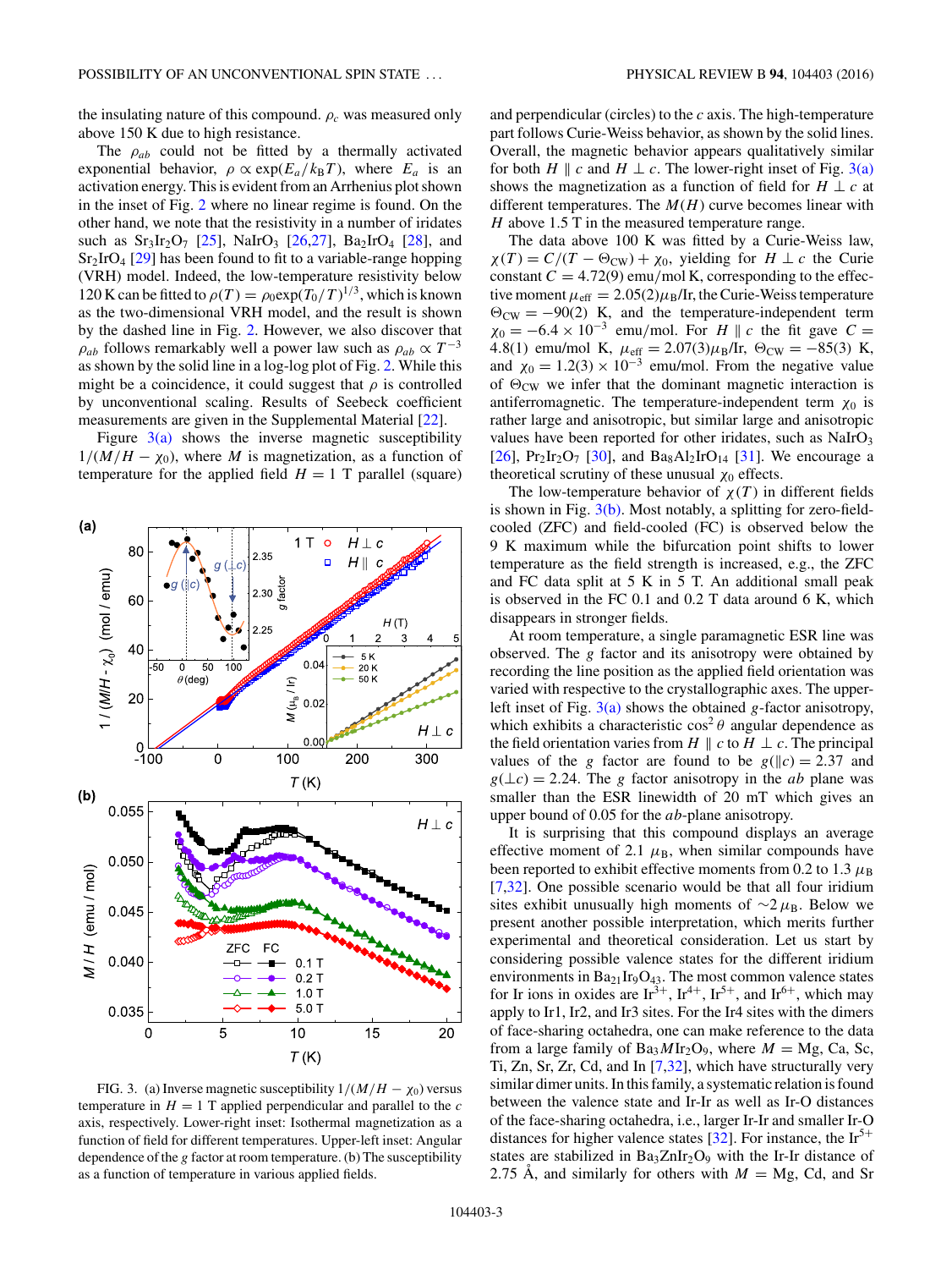the insulating nature of this compound. $\rho_c$ was measured only above 150 K due to high resistance.

The $\rho_{ab}$ could not be fitted by a thermally activated exponential behavior, $\rho \propto \exp(E_a/k_B T)$, where $E_a$ is an activation energy. This is evident from an Arrhenius plot shown in the inset of Fig. 2 where no linear regime is found. On the other hand, we note that the resistivity in a number of iridates such as $Sr_3Ir_2O_7$ [25], $NaIrO_3$ [26,27], $Ba_2IrO_4$ [28], and $Sr_2IrO_4$ [29] has been found to fit to a variable-range hopping (VRH) model. Indeed, the low-temperature resistivity below 120 K can be fitted to $\rho(T) = \rho_0 \exp(T_0/T)^{1/3}$, which is known as the two-dimensional VRH model, and the result is shown by the dashed line in Fig. 2. However, we also discover that $\rho_{ab}$ follows remarkably well a power law such as $\rho_{ab} \propto T^{-3}$ as shown by the solid line in a log-log plot of Fig. 2. While this might be a coincidence, it could suggest that $\rho$ is controlled by unconventional scaling. Results of Seebeck coefficient measurements are given in the Supplemental Material [22].

Figure 3(a) shows the inverse magnetic susceptibility $1/(M/H - \chi_0)$, where $M$ is magnetization, as a function of temperature for the applied field $H = 1$ T parallel (square) and perpendicular (circles) to the $c$ axis. The high-temperature part follows Curie-Weiss behavior, as shown by the solid lines. Overall, the magnetic behavior appears qualitatively similar for both $H \parallel c$ and $H \perp c$. The lower-right inset of Fig. 3(a) shows the magnetization as a function of field for $H \perp c$ at different temperatures. The $M(H)$ curve becomes linear with $H$ above 1.5 T in the measured temperature range.

FIG. 3. (a) Inverse magnetic susceptibility $1/(M/H - \chi_0)$ versus temperature in $H = 1$ T applied perpendicular and parallel to the $c$ axis, respectively. Lower-right inset: Isothermal magnetization as a function of field for different temperatures. Upper-left inset: Angular dependence of the $g$ factor at room temperature. (b) The susceptibility as a function of temperature in various applied fields.

The data above 100 K was fitted by a Curie-Weiss law, $\chi(T) = C/(T - \Theta_{CW}) + \chi_0$, yielding for $H \perp c$ the Curie constant $C = 4.72(9)$ emu/mol K, corresponding to the effective moment $\mu_{eff} = 2.05(2)\mu_B$/Ir, the Curie-Weiss temperature $\Theta_{CW} = -90(2)$ K, and the temperature-independent term $\chi_0 = -6.4 \times 10^{-3}$ emu/mol. For $H \parallel c$ the fit gave $C = 4.8(1)$ emu/mol K, $\mu_{eff} = 2.07(3)\mu_B$/Ir, $\Theta_{CW} = -85(3)$ K, and $\chi_0 = 1.2(3) \times 10^{-3}$ emu/mol. From the negative value of $\Theta_{CW}$ we infer that the dominant magnetic interaction is antiferromagnetic. The temperature-independent term $\chi_0$ is rather large and anisotropic, but similar large and anisotropic values have been reported for other iridates, such as $NaIrO_3$ [26], $Pr_2Ir_2O_7$ [30], and $Ba_8Al_2IrO_{14}$ [31]. We encourage a theoretical scrutiny of these unusual $\chi_0$ effects.

The low-temperature behavior of $\chi(T)$ in different fields is shown in Fig. 3(b). Most notably, a splitting for zero-field-cooled (ZFC) and field-cooled (FC) is observed below the 9 K maximum while the bifurcation point shifts to lower temperature as the field strength is increased, e.g., the ZFC and FC data split at 5 K in 5 T. An additional small peak is observed in the FC 0.1 and 0.2 T data around 6 K, which disappears in stronger fields.

At room temperature, a single paramagnetic ESR line was observed. The $g$ factor and its anisotropy were obtained by recording the line position as the applied field orientation was varied with respective to the crystallographic axes. The upper-left inset of Fig. 3(a) shows the obtained $g$-factor anisotropy, which exhibits a characteristic $\cos^2\theta$ angular dependence as the field orientation varies from $H \parallel c$ to $H \perp c$. The principal values of the $g$ factor are found to be $g(\parallel c) = 2.37$ and $g(\perp c) = 2.24$. The $g$ factor anisotropy in the $ab$ plane was smaller than the ESR linewidth of 20 mT which gives an upper bound of 0.05 for the $ab$-plane anisotropy.

It is surprising that this compound displays an average effective moment of 2.1 $\mu_B$, when similar compounds have been reported to exhibit effective moments from 0.2 to 1.3 $\mu_B$ [7,32]. One possible scenario would be that all four iridium sites exhibit unusually high moments of $\sim 2\,\mu_B$. Below we present another possible interpretation, which merits further experimental and theoretical consideration. Let us start by considering possible valence states for the different iridium environments in $Ba_{21}Ir_9O_{43}$. The most common valence states for Ir ions in oxides are $Ir^{3+}$, $Ir^{4+}$, $Ir^{5+}$, and $Ir^{6+}$, which may apply to Ir1, Ir2, and Ir3 sites. For the Ir4 sites with the dimers of face-sharing octahedra, one can make reference to the data from a large family of $Ba_3MIr_2O_9$, where $M$ = Mg, Ca, Sc, Ti, Zn, Sr, Zr, Cd, and In [7,32], which have structurally very similar dimer units. In this family, a systematic relation is found between the valence state and Ir-Ir as well as Ir-O distances of the face-sharing octahedra, i.e., larger Ir-Ir and smaller Ir-O distances for higher valence states [32]. For instance, the $Ir^{5+}$ states are stabilized in $Ba_3ZnIr_2O_9$ with the Ir-Ir distance of 2.75 Å, and similarly for others with $M$ = Mg, Cd, and Sr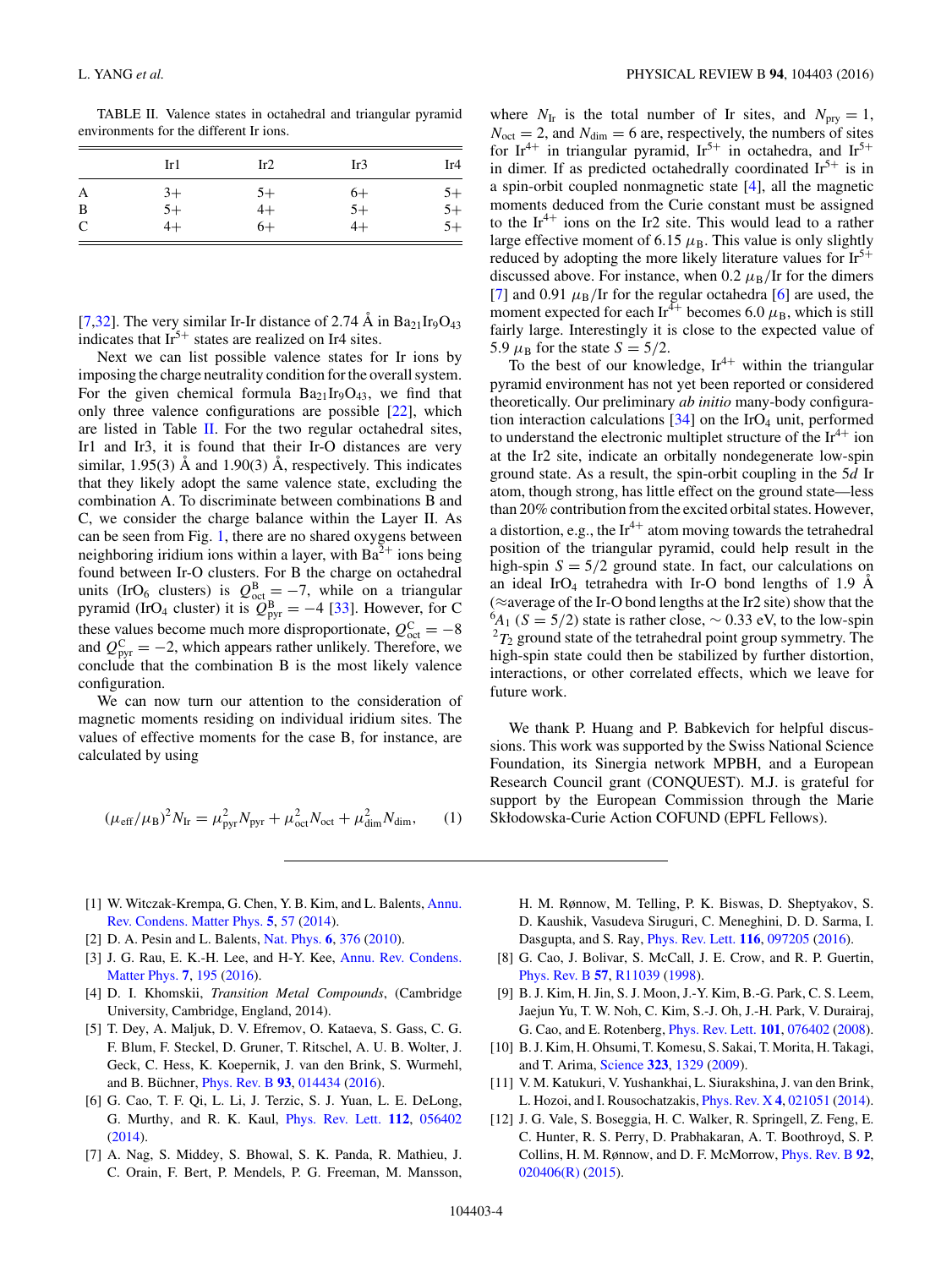TABLE II. Valence states in octahedral and triangular pyramid environments for the different Ir ions.

| | Ir1 | Ir2 | Ir3 | Ir4 |
|---|---|---|---|---|
| A | 3+ | 5+ | 6+ | 5+ |
| B | 5+ | 4+ | 5+ | 5+ |
| C | 4+ | 6+ | 4+ | 5+ |

[7,32]. The very similar Ir-Ir distance of 2.74 Å in $Ba_{21}Ir_9O_{43}$ indicates that $Ir^{5+}$ states are realized on Ir4 sites.

Next we can list possible valence states for Ir ions by imposing the charge neutrality condition for the overall system. For the given chemical formula $Ba_{21}Ir_9O_{43}$, we find that only three valence configurations are possible [22], which are listed in Table II. For the two regular octahedral sites, Ir1 and Ir3, it is found that their Ir-O distances are very similar, 1.95(3) Å and 1.90(3) Å, respectively. This indicates that they likely adopt the same valence state, excluding the combination A. To discriminate between combinations B and C, we consider the charge balance within the Layer II. As can be seen from Fig. 1, there are no shared oxygens between neighboring iridium ions within a layer, with $Ba^{2+}$ ions being found between Ir-O clusters. For B the charge on octahedral units ($IrO_6$ clusters) is $Q^{\mathrm{B}}_{\mathrm{oct}} = -7$, while on a triangular pyramid ($IrO_4$ cluster) it is $Q^{\mathrm{B}}_{\mathrm{pyr}} = -4$ [33]. However, for C these values become much more disproportionate, $Q^{\mathrm{C}}_{\mathrm{oct}} = -8$ and $Q^{\mathrm{C}}_{\mathrm{pyr}} = -2$, which appears rather unlikely. Therefore, we conclude that the combination B is the most likely valence configuration.

We can now turn our attention to the consideration of magnetic moments residing on individual iridium sites. The values of effective moments for the case B, for instance, are calculated by using

$$(\mu_{\mathrm{eff}}/\mu_{\mathrm{B}})^2 N_{\mathrm{Ir}} = \mu^2_{\mathrm{pyr}} N_{\mathrm{pyr}} + \mu^2_{\mathrm{oct}} N_{\mathrm{oct}} + \mu^2_{\mathrm{dim}} N_{\mathrm{dim}}, \quad (1)$$

where $N_{\mathrm{Ir}}$ is the total number of Ir sites, and $N_{\mathrm{pry}} = 1$, $N_{\mathrm{oct}} = 2$, and $N_{\mathrm{dim}} = 6$ are, respectively, the numbers of sites for $Ir^{4+}$ in triangular pyramid, $Ir^{5+}$ in octahedra, and $Ir^{5+}$ in dimer. If as predicted octahedrally coordinated $Ir^{5+}$ is in a spin-orbit coupled nonmagnetic state [4], all the magnetic moments deduced from the Curie constant must be assigned to the $Ir^{4+}$ ions on the Ir2 site. This would lead to a rather large effective moment of 6.15 $\mu_{\mathrm{B}}$. This value is only slightly reduced by adopting the more likely literature values for $Ir^{5+}$ discussed above. For instance, when 0.2 $\mu_{\mathrm{B}}$/Ir for the dimers [7] and 0.91 $\mu_{\mathrm{B}}$/Ir for the regular octahedra [6] are used, the moment expected for each $Ir^{4+}$ becomes 6.0 $\mu_{\mathrm{B}}$, which is still fairly large. Interestingly it is close to the expected value of 5.9 $\mu_{\mathrm{B}}$ for the state $S = 5/2$.

To the best of our knowledge, $Ir^{4+}$ within the triangular pyramid environment has not yet been reported or considered theoretically. Our preliminary *ab initio* many-body configuration interaction calculations [34] on the $IrO_4$ unit, performed to understand the electronic multiplet structure of the $Ir^{4+}$ ion at the Ir2 site, indicate an orbitally nondegenerate low-spin ground state. As a result, the spin-orbit coupling in the 5$d$ Ir atom, though strong, has little effect on the ground state—less than 20% contribution from the excited orbital states. However, a distortion, e.g., the $Ir^{4+}$ atom moving towards the tetrahedral position of the triangular pyramid, could help result in the high-spin $S = 5/2$ ground state. In fact, our calculations on an ideal $IrO_4$ tetrahedra with Ir-O bond lengths of 1.9 Å (≈average of the Ir-O bond lengths at the Ir2 site) show that the $^6A_1$ ($S = 5/2$) state is rather close, ∼ 0.33 eV, to the low-spin $^2T_2$ ground state of the tetrahedral point group symmetry. The high-spin state could then be stabilized by further distortion, interactions, or other correlated effects, which we leave for future work.

We thank P. Huang and P. Babkevich for helpful discussions. This work was supported by the Swiss National Science Foundation, its Sinergia network MPBH, and a European Research Council grant (CONQUEST). M.J. is grateful for support by the European Commission through the Marie Skłodowska-Curie Action COFUND (EPFL Fellows).

---

[1] W. Witczak-Krempa, G. Chen, Y. B. Kim, and L. Balents, Annu. Rev. Condens. Matter Phys. **5**, 57 (2014).

[2] D. A. Pesin and L. Balents, Nat. Phys. **6**, 376 (2010).

[3] J. G. Rau, E. K.-H. Lee, and H-Y. Kee, Annu. Rev. Condens. Matter Phys. **7**, 195 (2016).

[4] D. I. Khomskii, *Transition Metal Compounds*, (Cambridge University, Cambridge, England, 2014).

[5] T. Dey, A. Maljuk, D. V. Efremov, O. Kataeva, S. Gass, C. G. F. Blum, F. Steckel, D. Gruner, T. Ritschel, A. U. B. Wolter, J. Geck, C. Hess, K. Koepernik, J. van den Brink, S. Wurmehl, and B. Büchner, Phys. Rev. B **93**, 014434 (2016).

[6] G. Cao, T. F. Qi, L. Li, J. Terzic, S. J. Yuan, L. E. DeLong, G. Murthy, and R. K. Kaul, Phys. Rev. Lett. **112**, 056402 (2014).

[7] A. Nag, S. Middey, S. Bhowal, S. K. Panda, R. Mathieu, J. C. Orain, F. Bert, P. Mendels, P. G. Freeman, M. Mansson, H. M. Rønnow, M. Telling, P. K. Biswas, D. Sheptyakov, S. D. Kaushik, Vasudeva Siruguri, C. Meneghini, D. D. Sarma, I. Dasgupta, and S. Ray, Phys. Rev. Lett. **116**, 097205 (2016).

[8] G. Cao, J. Bolivar, S. McCall, J. E. Crow, and R. P. Guertin, Phys. Rev. B **57**, R11039 (1998).

[9] B. J. Kim, H. Jin, S. J. Moon, J.-Y. Kim, B.-G. Park, C. S. Leem, Jaejun Yu, T. W. Noh, C. Kim, S.-J. Oh, J.-H. Park, V. Durairaj, G. Cao, and E. Rotenberg, Phys. Rev. Lett. **101**, 076402 (2008).

[10] B. J. Kim, H. Ohsumi, T. Komesu, S. Sakai, T. Morita, H. Takagi, and T. Arima, Science **323**, 1329 (2009).

[11] V. M. Katukuri, V. Yushankhai, L. Siurakshina, J. van den Brink, L. Hozoi, and I. Rousochatzakis, Phys. Rev. X **4**, 021051 (2014).

[12] J. G. Vale, S. Boseggia, H. C. Walker, R. Springell, Z. Feng, E. C. Hunter, R. S. Perry, D. Prabhakaran, A. T. Boothroyd, S. P. Collins, H. M. Rønnow, and D. F. McMorrow, Phys. Rev. B **92**, 020406(R) (2015).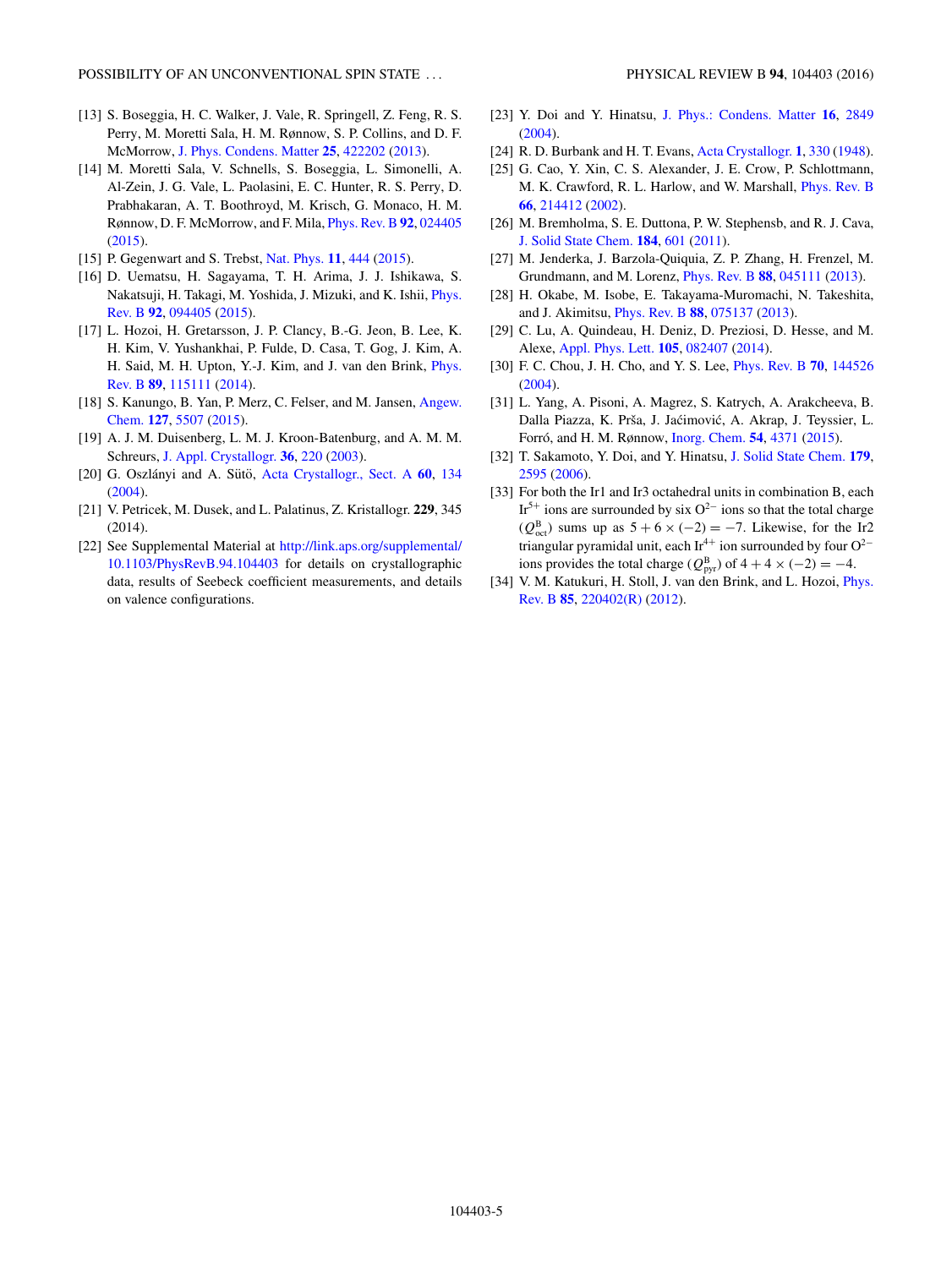[13] S. Boseggia, H. C. Walker, J. Vale, R. Springell, Z. Feng, R. S. Perry, M. Moretti Sala, H. M. Rønnow, S. P. Collins, and D. F. McMorrow, J. Phys. Condens. Matter **25**, 422202 (2013).

[14] M. Moretti Sala, V. Schnells, S. Boseggia, L. Simonelli, A. Al-Zein, J. G. Vale, L. Paolasini, E. C. Hunter, R. S. Perry, D. Prabhakaran, A. T. Boothroyd, M. Krisch, G. Monaco, H. M. Rønnow, D. F. McMorrow, and F. Mila, Phys. Rev. B **92**, 024405 (2015).

[15] P. Gegenwart and S. Trebst, Nat. Phys. **11**, 444 (2015).

[16] D. Uematsu, H. Sagayama, T. H. Arima, J. J. Ishikawa, S. Nakatsuji, H. Takagi, M. Yoshida, J. Mizuki, and K. Ishii, Phys. Rev. B **92**, 094405 (2015).

[17] L. Hozoi, H. Gretarsson, J. P. Clancy, B.-G. Jeon, B. Lee, K. H. Kim, V. Yushankhai, P. Fulde, D. Casa, T. Gog, J. Kim, A. H. Said, M. H. Upton, Y.-J. Kim, and J. van den Brink, Phys. Rev. B **89**, 115111 (2014).

[18] S. Kanungo, B. Yan, P. Merz, C. Felser, and M. Jansen, Angew. Chem. **127**, 5507 (2015).

[19] A. J. M. Duisenberg, L. M. J. Kroon-Batenburg, and A. M. M. Schreurs, J. Appl. Crystallogr. **36**, 220 (2003).

[20] G. Oszlányi and A. Sütö, Acta Crystallogr., Sect. A **60**, 134 (2004).

[21] V. Petricek, M. Dusek, and L. Palatinus, Z. Kristallogr. **229**, 345 (2014).

[22] See Supplemental Material at http://link.aps.org/supplemental/10.1103/PhysRevB.94.104403 for details on crystallographic data, results of Seebeck coefficient measurements, and details on valence configurations.

[23] Y. Doi and Y. Hinatsu, J. Phys.: Condens. Matter **16**, 2849 (2004).

[24] R. D. Burbank and H. T. Evans, Acta Crystallogr. **1**, 330 (1948).

[25] G. Cao, Y. Xin, C. S. Alexander, J. E. Crow, P. Schlottmann, M. K. Crawford, R. L. Harlow, and W. Marshall, Phys. Rev. B **66**, 214412 (2002).

[26] M. Bremholma, S. E. Duttona, P. W. Stephensb, and R. J. Cava, J. Solid State Chem. **184**, 601 (2011).

[27] M. Jenderka, J. Barzola-Quiquia, Z. P. Zhang, H. Frenzel, M. Grundmann, and M. Lorenz, Phys. Rev. B **88**, 045111 (2013).

[28] H. Okabe, M. Isobe, E. Takayama-Muromachi, N. Takeshita, and J. Akimitsu, Phys. Rev. B **88**, 075137 (2013).

[29] C. Lu, A. Quindeau, H. Deniz, D. Preziosi, D. Hesse, and M. Alexe, Appl. Phys. Lett. **105**, 082407 (2014).

[30] F. C. Chou, J. H. Cho, and Y. S. Lee, Phys. Rev. B **70**, 144526 (2004).

[31] L. Yang, A. Pisoni, A. Magrez, S. Katrych, A. Arakcheeva, B. Dalla Piazza, K. Prša, J. Jaćimović, A. Akrap, J. Teyssier, L. Forró, and H. M. Rønnow, Inorg. Chem. **54**, 4371 (2015).

[32] T. Sakamoto, Y. Doi, and Y. Hinatsu, J. Solid State Chem. **179**, 2595 (2006).

[33] For both the Ir1 and Ir3 octahedral units in combination B, each $Ir^{5+}$ ions are surrounded by six $O^{2-}$ ions so that the total charge ($Q^{B}_{oct}$) sums up as $5 + 6 \times (-2) = -7$. Likewise, for the Ir2 triangular pyramidal unit, each $Ir^{4+}$ ion surrounded by four $O^{2-}$ ions provides the total charge ($Q^{B}_{pyr}$) of $4 + 4 \times (-2) = -4$.

[34] V. M. Katukuri, H. Stoll, J. van den Brink, and L. Hozoi, Phys. Rev. B **85**, 220402(R) (2012).